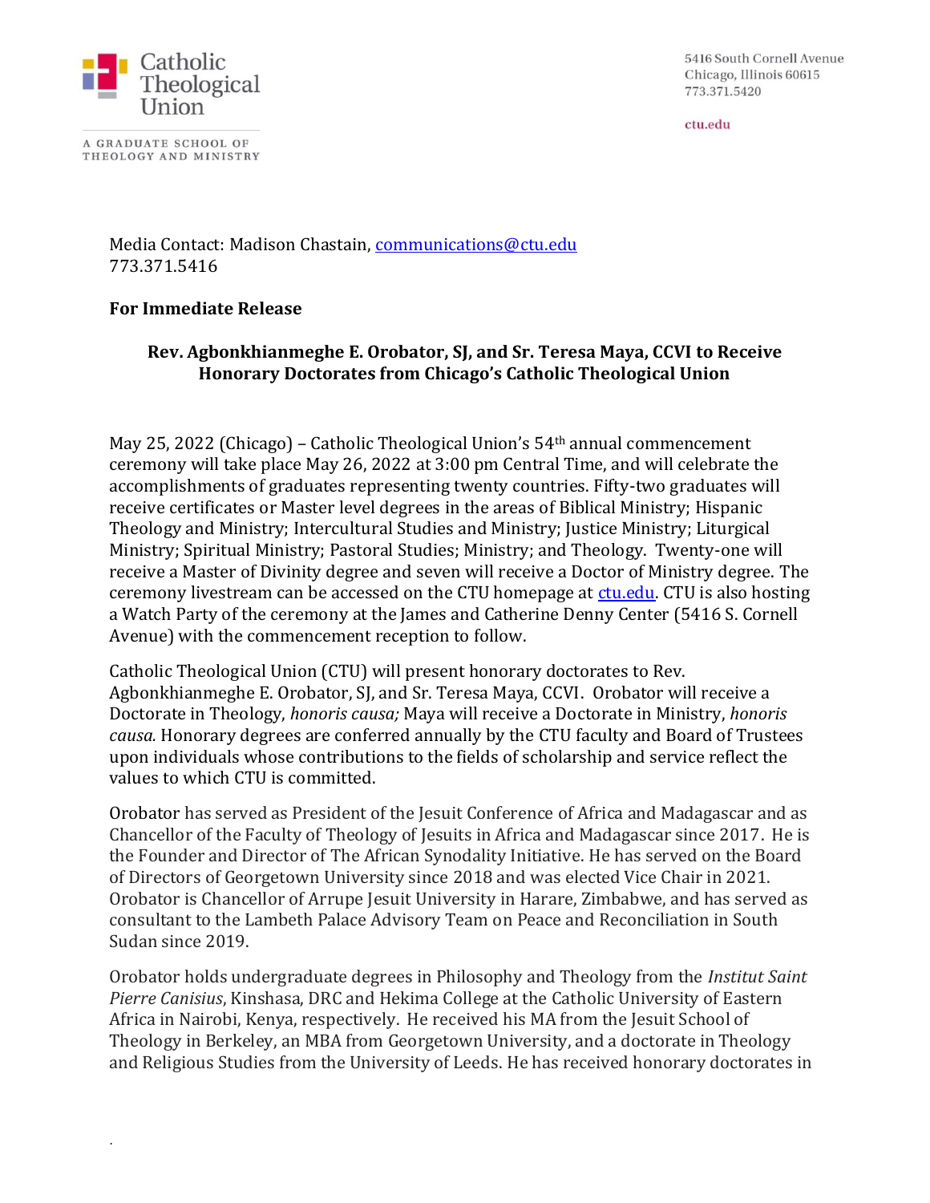Catholic Theological Union

A GRADUATE SCHOOL OF THEOLOGY AND MINISTRY

5416 South Cornell Avenue
Chicago, Illinois 60615
773.371.5420

ctu.edu

Media Contact: Madison Chastain, communications@ctu.edu
773.371.5416

**For Immediate Release**

**Rev. Agbonkhianmeghe E. Orobator, SJ, and Sr. Teresa Maya, CCVI to Receive Honorary Doctorates from Chicago's Catholic Theological Union**

May 25, 2022 (Chicago) – Catholic Theological Union's 54th annual commencement ceremony will take place May 26, 2022 at 3:00 pm Central Time, and will celebrate the accomplishments of graduates representing twenty countries. Fifty-two graduates will receive certificates or Master level degrees in the areas of Biblical Ministry; Hispanic Theology and Ministry; Intercultural Studies and Ministry; Justice Ministry; Liturgical Ministry; Spiritual Ministry; Pastoral Studies; Ministry; and Theology. Twenty-one will receive a Master of Divinity degree and seven will receive a Doctor of Ministry degree. The ceremony livestream can be accessed on the CTU homepage at ctu.edu. CTU is also hosting a Watch Party of the ceremony at the James and Catherine Denny Center (5416 S. Cornell Avenue) with the commencement reception to follow.

Catholic Theological Union (CTU) will present honorary doctorates to Rev. Agbonkhianmeghe E. Orobator, SJ, and Sr. Teresa Maya, CCVI. Orobator will receive a Doctorate in Theology, *honoris causa;* Maya will receive a Doctorate in Ministry, *honoris causa.* Honorary degrees are conferred annually by the CTU faculty and Board of Trustees upon individuals whose contributions to the fields of scholarship and service reflect the values to which CTU is committed.

Orobator has served as President of the Jesuit Conference of Africa and Madagascar and as Chancellor of the Faculty of Theology of Jesuits in Africa and Madagascar since 2017. He is the Founder and Director of The African Synodality Initiative. He has served on the Board of Directors of Georgetown University since 2018 and was elected Vice Chair in 2021. Orobator is Chancellor of Arrupe Jesuit University in Harare, Zimbabwe, and has served as consultant to the Lambeth Palace Advisory Team on Peace and Reconciliation in South Sudan since 2019.

Orobator holds undergraduate degrees in Philosophy and Theology from the *Institut Saint Pierre Canisius*, Kinshasa, DRC and Hekima College at the Catholic University of Eastern Africa in Nairobi, Kenya, respectively. He received his MA from the Jesuit School of Theology in Berkeley, an MBA from Georgetown University, and a doctorate in Theology and Religious Studies from the University of Leeds. He has received honorary doctorates in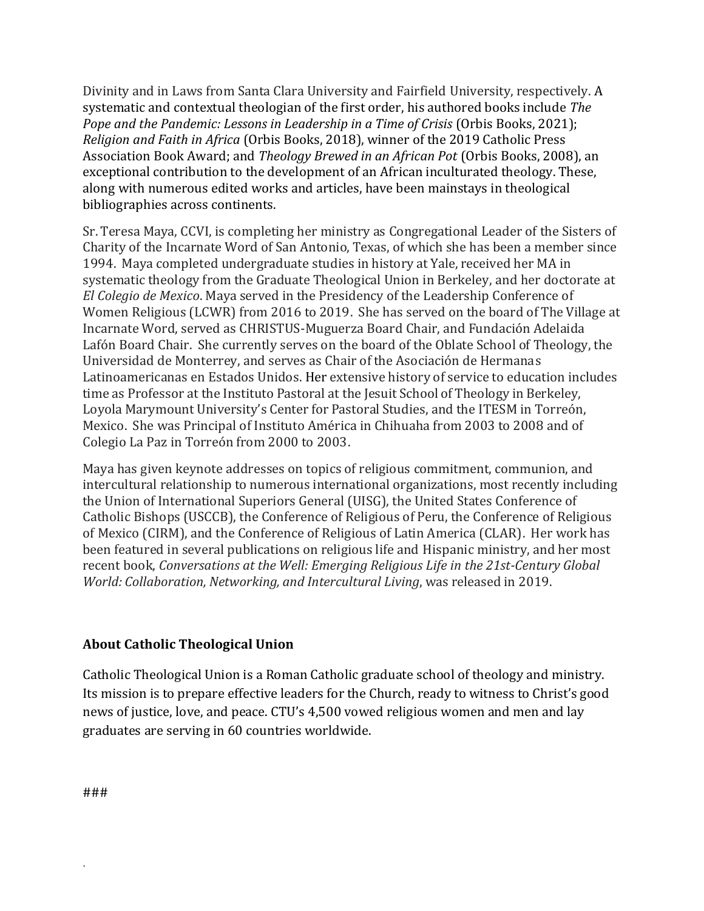Divinity and in Laws from Santa Clara University and Fairfield University, respectively. A systematic and contextual theologian of the first order, his authored books include *The Pope and the Pandemic: Lessons in Leadership in a Time of Crisis* (Orbis Books, 2021); *Religion and Faith in Africa* (Orbis Books, 2018), winner of the 2019 Catholic Press Association Book Award; and *Theology Brewed in an African Pot* (Orbis Books, 2008), an exceptional contribution to the development of an African inculturated theology. These, along with numerous edited works and articles, have been mainstays in theological bibliographies across continents.

Sr. Teresa Maya, CCVI, is completing her ministry as Congregational Leader of the Sisters of Charity of the Incarnate Word of San Antonio, Texas, of which she has been a member since 1994. Maya completed undergraduate studies in history at Yale, received her MA in systematic theology from the Graduate Theological Union in Berkeley, and her doctorate at *El Colegio de Mexico*. Maya served in the Presidency of the Leadership Conference of Women Religious (LCWR) from 2016 to 2019. She has served on the board of The Village at Incarnate Word, served as CHRISTUS-Muguerza Board Chair, and Fundación Adelaida Lafón Board Chair. She currently serves on the board of the Oblate School of Theology, the Universidad de Monterrey, and serves as Chair of the Asociación de Hermanas Latinoamericanas en Estados Unidos. Her extensive history of service to education includes time as Professor at the Instituto Pastoral at the Jesuit School of Theology in Berkeley, Loyola Marymount University's Center for Pastoral Studies, and the ITESM in Torreón, Mexico. She was Principal of Instituto América in Chihuaha from 2003 to 2008 and of Colegio La Paz in Torreón from 2000 to 2003.

Maya has given keynote addresses on topics of religious commitment, communion, and intercultural relationship to numerous international organizations, most recently including the Union of International Superiors General (UISG), the United States Conference of Catholic Bishops (USCCB), the Conference of Religious of Peru, the Conference of Religious of Mexico (CIRM), and the Conference of Religious of Latin America (CLAR). Her work has been featured in several publications on religious life and Hispanic ministry, and her most recent book, *Conversations at the Well: Emerging Religious Life in the 21st-Century Global World: Collaboration, Networking, and Intercultural Living*, was released in 2019.

**About Catholic Theological Union**

Catholic Theological Union is a Roman Catholic graduate school of theology and ministry. Its mission is to prepare effective leaders for the Church, ready to witness to Christ's good news of justice, love, and peace. CTU's 4,500 vowed religious women and men and lay graduates are serving in 60 countries worldwide.

###